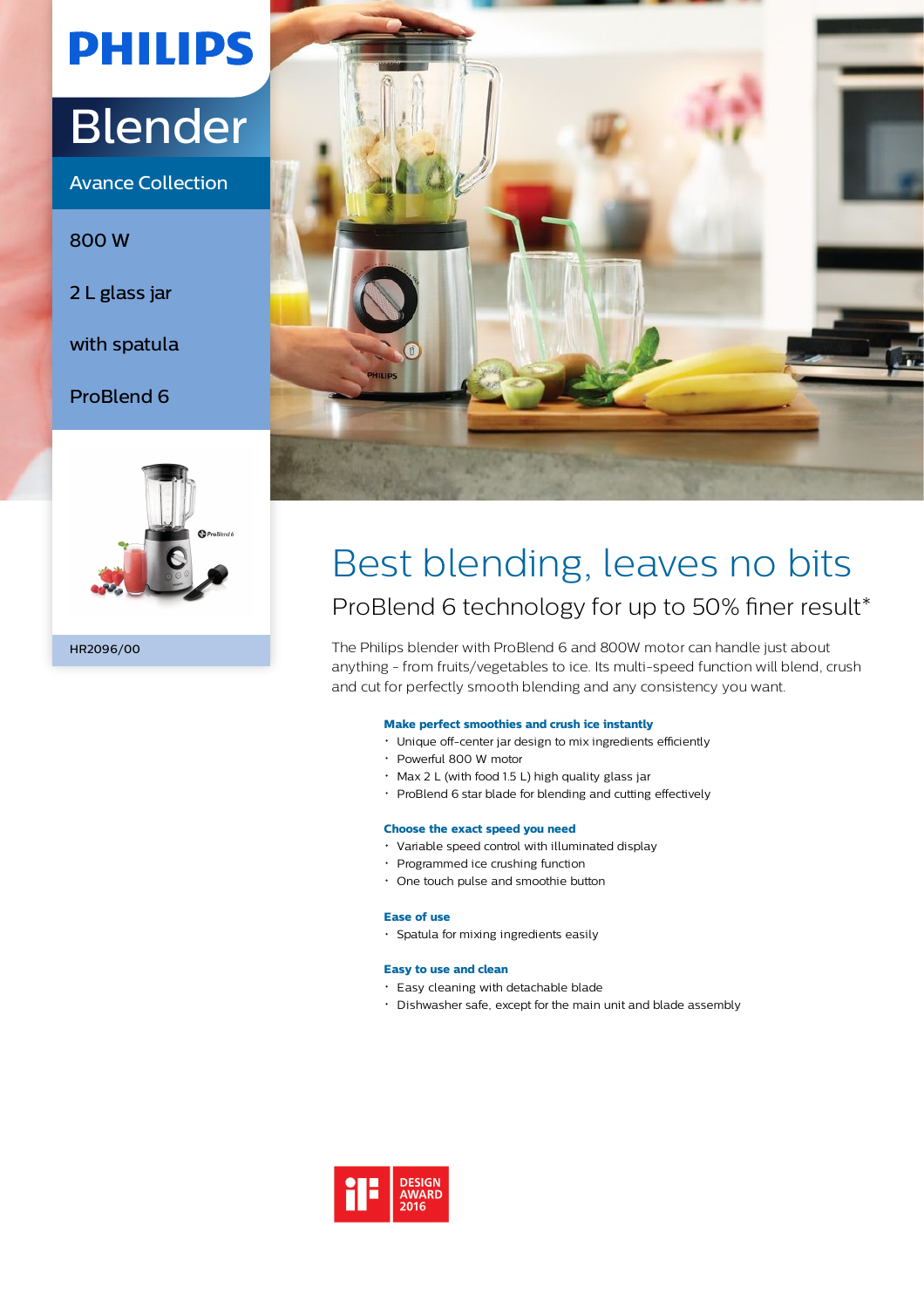# PHILIPS

## Blender

Avance Collection

800 W

2 L glass jar

with spatula

ProBlend 6

HR2096/00

# Best blending, leaves no bits

## ProBlend 6 technology for up to 50% finer result*

The Philips blender with ProBlend 6 and 800W motor can handle just about anything - from fruits/vegetables to ice. Its multi-speed function will blend, crush and cut for perfectly smooth blending and any consistency you want.

### Make perfect smoothies and crush ice instantly

- Unique off-center jar design to mix ingredients efficiently
- Powerful 800 W motor
- Max 2 L (with food 1.5 L) high quality glass jar
- ProBlend 6 star blade for blending and cutting effectively

### Choose the exact speed you need

- Variable speed control with illuminated display
- Programmed ice crushing function
- One touch pulse and smoothie button

### Ease of use

- Spatula for mixing ingredients easily

### Easy to use and clean

- Easy cleaning with detachable blade
- Dishwasher safe, except for the main unit and blade assembly

iF DESIGN AWARD 2016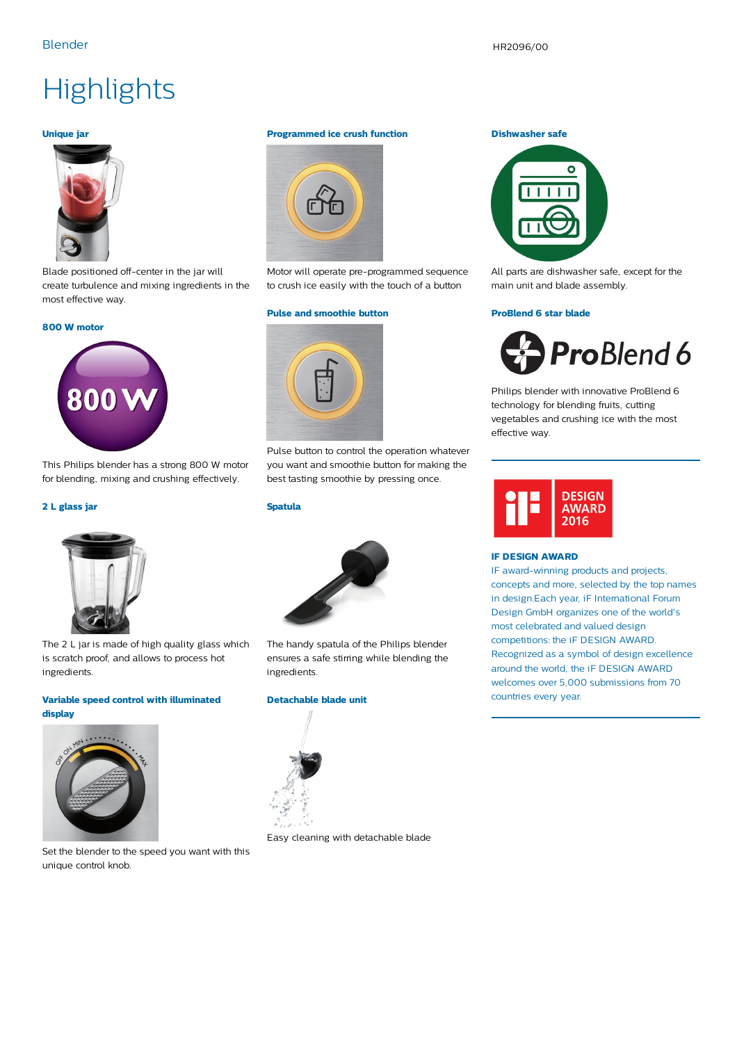# Highlights

### Unique jar

Blade positioned off-center in the jar will create turbulence and mixing ingredients in the most effective way.

### 800 W motor

This Philips blender has a strong 800 W motor for blending, mixing and crushing effectively.

### 2 L glass jar

The 2 L jar is made of high quality glass which is scratch proof, and allows to process hot ingredients.

### Variable speed control with illuminated display

Set the blender to the speed you want with this unique control knob.

### Programmed ice crush function

Motor will operate pre-programmed sequence to crush ice easily with the touch of a button

### Pulse and smoothie button

Pulse button to control the operation whatever you want and smoothie button for making the best tasting smoothie by pressing once.

### Spatula

The handy spatula of the Philips blender ensures a safe stirring while blending the ingredients.

### Detachable blade unit

Easy cleaning with detachable blade

### Dishwasher safe

All parts are dishwasher safe, except for the main unit and blade assembly.

### ProBlend 6 star blade

Philips blender with innovative ProBlend 6 technology for blending fruits, cutting vegetables and crushing ice with the most effective way.

---

### IF DESIGN AWARD

IF award-winning products and projects, concepts and more, selected by the top names in design.Each year, iF International Forum Design GmbH organizes one of the world's most celebrated and valued design competitions: the iF DESIGN AWARD. Recognized as a symbol of design excellence around the world, the iF DESIGN AWARD welcomes over 5,000 submissions from 70 countries every year.

---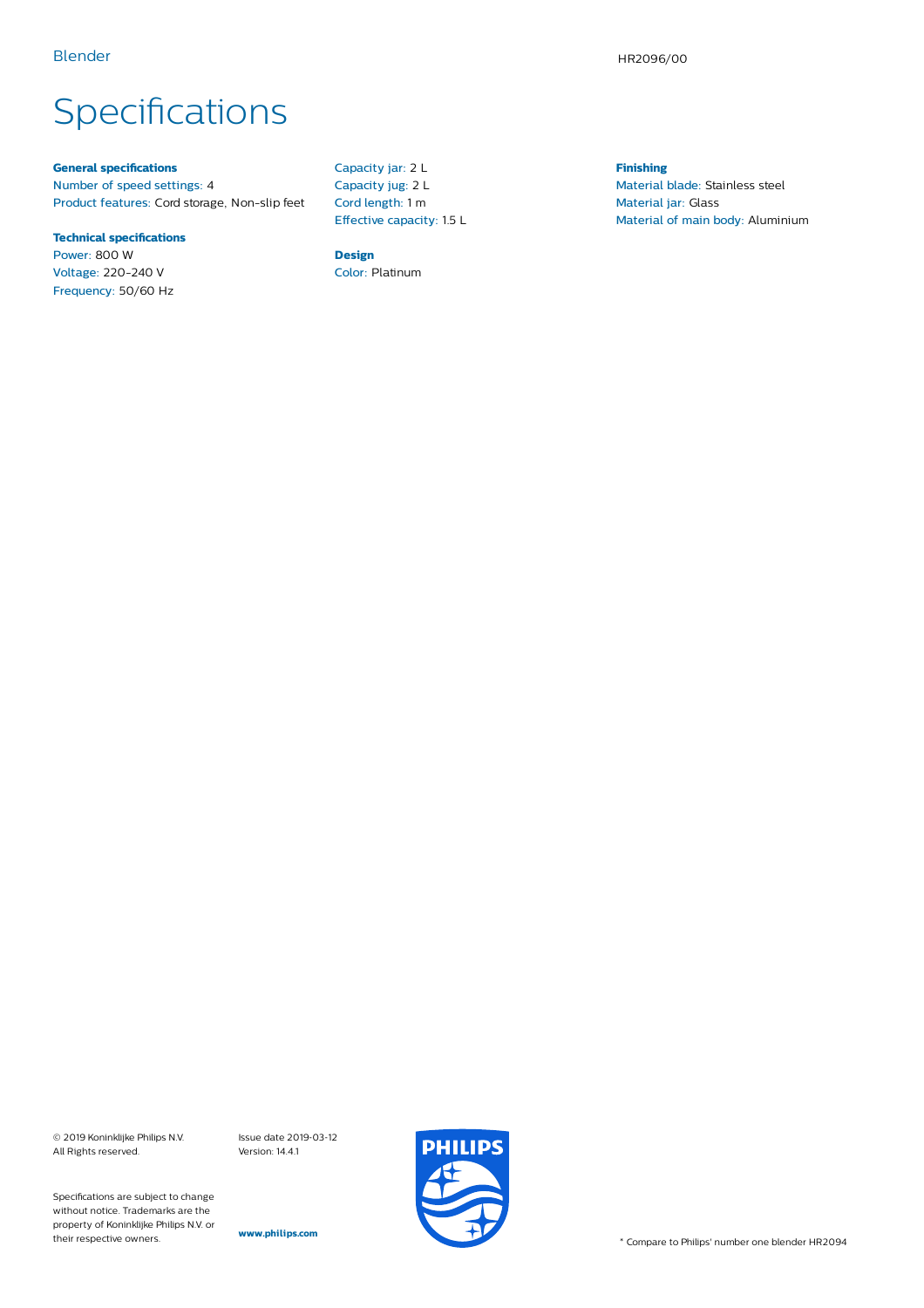# Specifications

**General specifications**

Number of speed settings: 4

Product features: Cord storage, Non-slip feet

**Technical specifications**

Power: 800 W

Voltage: 220-240 V

Frequency: 50/60 Hz

Capacity jar: 2 L

Capacity jug: 2 L

Cord length: 1 m

Effective capacity: 1.5 L

**Design**

Color: Platinum

**Finishing**

Material blade: Stainless steel

Material jar: Glass

Material of main body: Aluminium

© 2019 Koninklijke Philips N.V.
All Rights reserved.

Issue date 2019-03-12
Version: 14.4.1

Specifications are subject to change without notice. Trademarks are the property of Koninklijke Philips N.V. or their respective owners.

**www.philips.com**

* Compare to Philips' number one blender HR2094